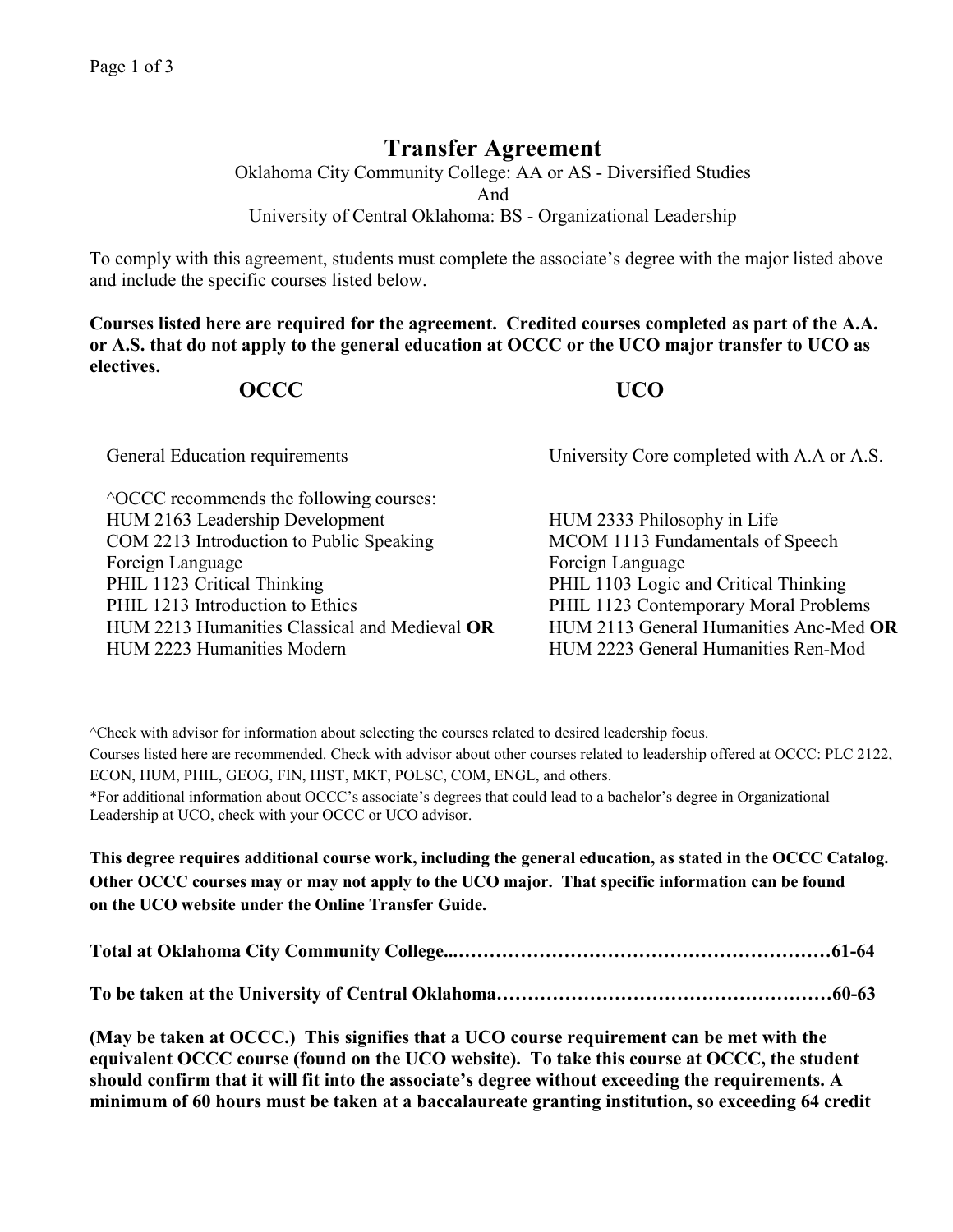// Transfer Agreement

Oklahoma City Community College: AA or AS - Diversified Studies
And
University of Central Oklahoma: BS - Organizational Leadership

To comply with this agreement, students must complete the associate's degree with the major listed above and include the specific courses listed below.

**Courses listed here are required for the agreement. Credited courses completed as part of the A.A. or A.S. that do not apply to the general education at OCCC or the UCO major transfer to UCO as electives.**

| OCCC | UCO |
|---|---|
| General Education requirements | University Core completed with A.A or A.S. |
| ^OCCC recommends the following courses: | |
| HUM 2163 Leadership Development | HUM 2333 Philosophy in Life |
| COM 2213 Introduction to Public Speaking | MCOM 1113 Fundamentals of Speech |
| Foreign Language | Foreign Language |
| PHIL 1123 Critical Thinking | PHIL 1103 Logic and Critical Thinking |
| PHIL 1213 Introduction to Ethics | PHIL 1123 Contemporary Moral Problems |
| HUM 2213 Humanities Classical and Medieval **OR** HUM 2223 Humanities Modern | HUM 2113 General Humanities Anc-Med **OR** HUM 2223 General Humanities Ren-Mod |

^Check with advisor for information about selecting the courses related to desired leadership focus.

Courses listed here are recommended. Check with advisor about other courses related to leadership offered at OCCC: PLC 2122, ECON, HUM, PHIL, GEOG, FIN, HIST, MKT, POLSC, COM, ENGL, and others.

*For additional information about OCCC's associate's degrees that could lead to a bachelor's degree in Organizational Leadership at UCO, check with your OCCC or UCO advisor.

**This degree requires additional course work, including the general education, as stated in the OCCC Catalog. Other OCCC courses may or may not apply to the UCO major. That specific information can be found on the UCO website under the Online Transfer Guide.**

**Total at Oklahoma City Community College...……………………………………………………61-64**

**To be taken at the University of Central Oklahoma………………………………………………60-63**

**(May be taken at OCCC.) This signifies that a UCO course requirement can be met with the equivalent OCCC course (found on the UCO website). To take this course at OCCC, the student should confirm that it will fit into the associate's degree without exceeding the requirements. A minimum of 60 hours must be taken at a baccalaureate granting institution, so exceeding 64 credit**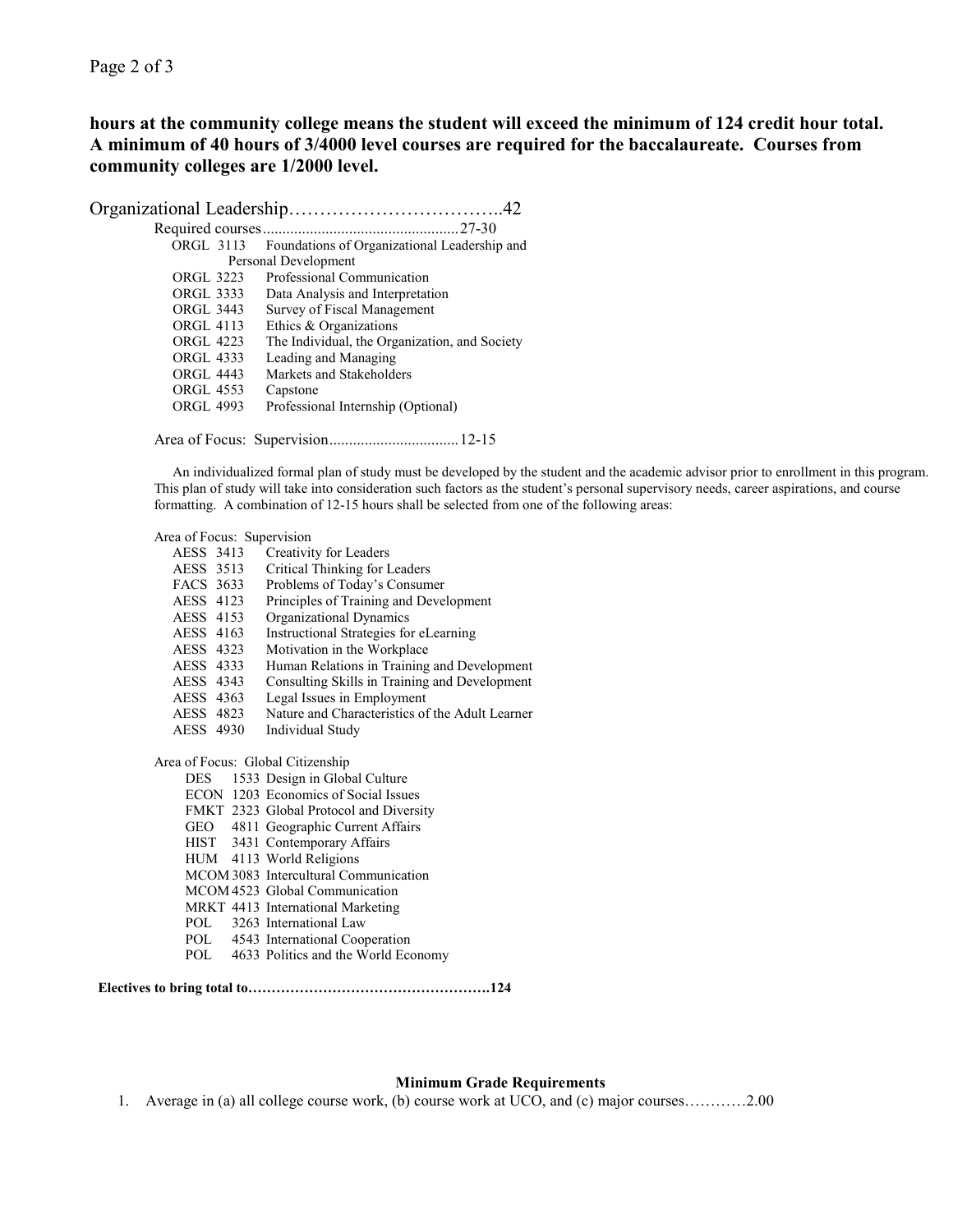**hours at the community college means the student will exceed the minimum of 124 credit hour total. A minimum of 40 hours of 3/4000 level courses are required for the baccalaureate. Courses from community colleges are 1/2000 level.**

Organizational Leadership……………………………..42

Required courses..................................................27-30

- ORGL 3113 Foundations of Organizational Leadership and Personal Development
- ORGL 3223 Professional Communication
- ORGL 3333 Data Analysis and Interpretation
- ORGL 3443 Survey of Fiscal Management
- ORGL 4113 Ethics & Organizations
- ORGL 4223 The Individual, the Organization, and Society
- ORGL 4333 Leading and Managing
- ORGL 4443 Markets and Stakeholders
- ORGL 4553 Capstone
- ORGL 4993 Professional Internship (Optional)

Area of Focus: Supervision.................................12-15

An individualized formal plan of study must be developed by the student and the academic advisor prior to enrollment in this program. This plan of study will take into consideration such factors as the student's personal supervisory needs, career aspirations, and course formatting. A combination of 12-15 hours shall be selected from one of the following areas:

Area of Focus: Supervision

- AESS 3413 Creativity for Leaders
- AESS 3513 Critical Thinking for Leaders
- FACS 3633 Problems of Today's Consumer
- AESS 4123 Principles of Training and Development
- AESS 4153 Organizational Dynamics
- AESS 4163 Instructional Strategies for eLearning
- AESS 4323 Motivation in the Workplace
- AESS 4333 Human Relations in Training and Development
- AESS 4343 Consulting Skills in Training and Development
- AESS 4363 Legal Issues in Employment
- AESS 4823 Nature and Characteristics of the Adult Learner
- AESS 4930 Individual Study

Area of Focus: Global Citizenship

- DES 1533 Design in Global Culture
- ECON 1203 Economics of Social Issues
- FMKT 2323 Global Protocol and Diversity
- GEO 4811 Geographic Current Affairs
- HIST 3431 Contemporary Affairs
- HUM 4113 World Religions
- MCOM 3083 Intercultural Communication
- MCOM 4523 Global Communication
- MRKT 4413 International Marketing
- POL 3263 International Law
- POL 4543 International Cooperation
- POL 4633 Politics and the World Economy

**Electives to bring total to…………………………………………….124**

**Minimum Grade Requirements**

1. Average in (a) all college course work, (b) course work at UCO, and (c) major courses…………2.00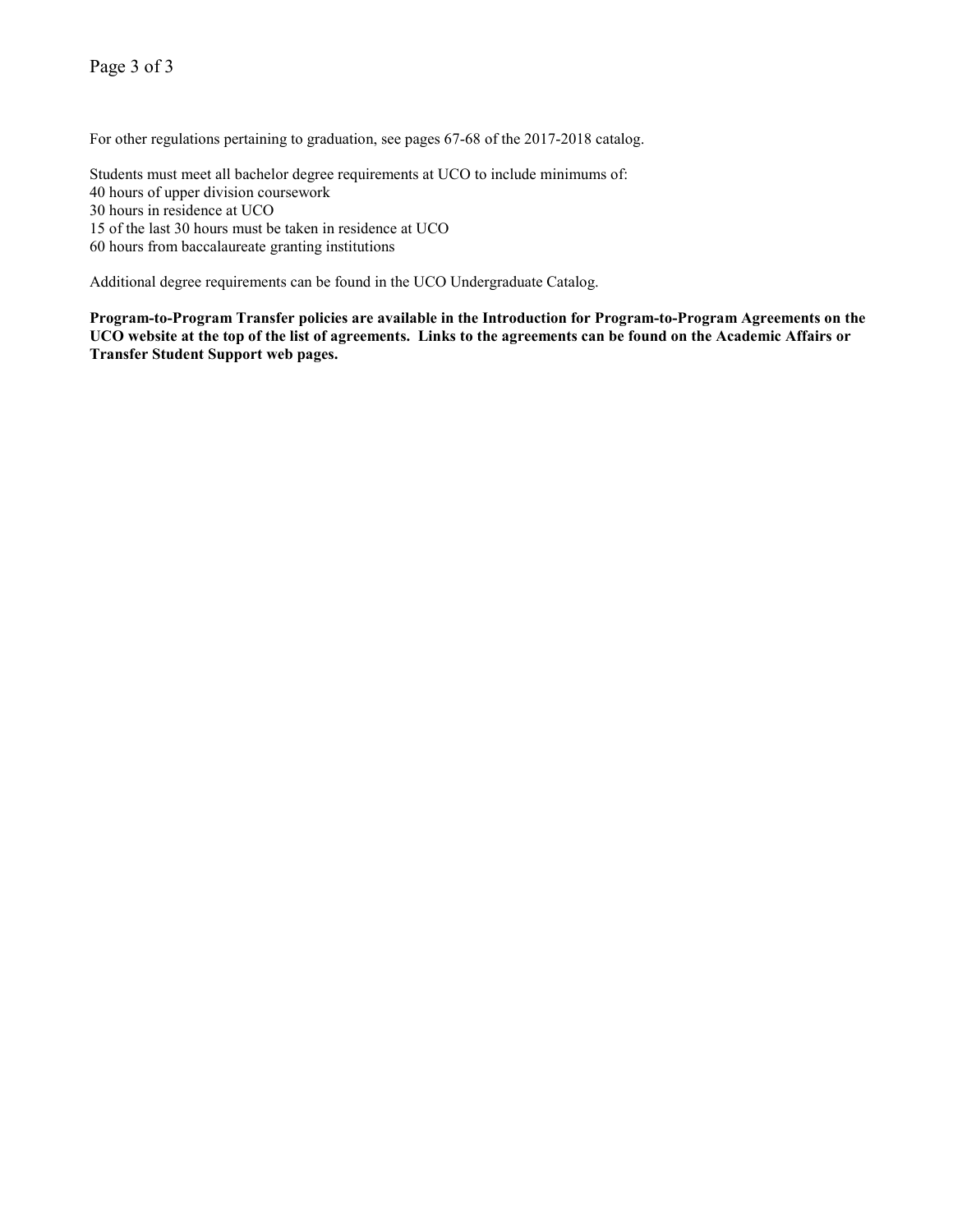For other regulations pertaining to graduation, see pages 67-68 of the 2017-2018 catalog.

Students must meet all bachelor degree requirements at UCO to include minimums of:
40 hours of upper division coursework
30 hours in residence at UCO
15 of the last 30 hours must be taken in residence at UCO
60 hours from baccalaureate granting institutions

Additional degree requirements can be found in the UCO Undergraduate Catalog.

**Program-to-Program Transfer policies are available in the Introduction for Program-to-Program Agreements on the UCO website at the top of the list of agreements. Links to the agreements can be found on the Academic Affairs or Transfer Student Support web pages.**